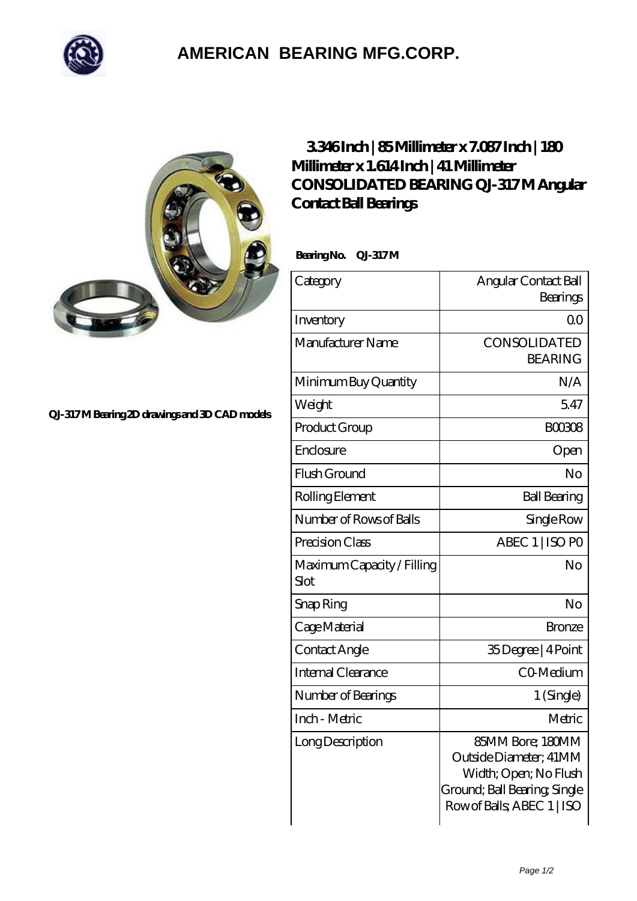# AMERICAN BEARING MFG.CORP.

QJ-317 M Bearing 2D drawings and 3D CAD models

## 3.346 Inch | 85 Millimeter x 7.087 Inch | 180 Millimeter x 1.614 Inch | 41 Millimeter CONSOLIDATED BEARING QJ-317 M Angular Contact Ball Bearings

**Bearing No. QJ-317 M**

| Category | Angular Contact Ball Bearings |
|---|---|
| Inventory | 0.0 |
| Manufacturer Name | CONSOLIDATED BEARING |
| Minimum Buy Quantity | N/A |
| Weight | 5.47 |
| Product Group | B00308 |
| Enclosure | Open |
| Flush Ground | No |
| Rolling Element | Ball Bearing |
| Number of Rows of Balls | Single Row |
| Precision Class | ABEC 1 \| ISO P0 |
| Maximum Capacity / Filling Slot | No |
| Snap Ring | No |
| Cage Material | Bronze |
| Contact Angle | 35 Degree \| 4 Point |
| Internal Clearance | C0-Medium |
| Number of Bearings | 1 (Single) |
| Inch - Metric | Metric |
| Long Description | 85MM Bore; 180MM Outside Diameter; 41MM Width; Open; No Flush Ground; Ball Bearing; Single Row of Balls; ABEC 1 \| ISO |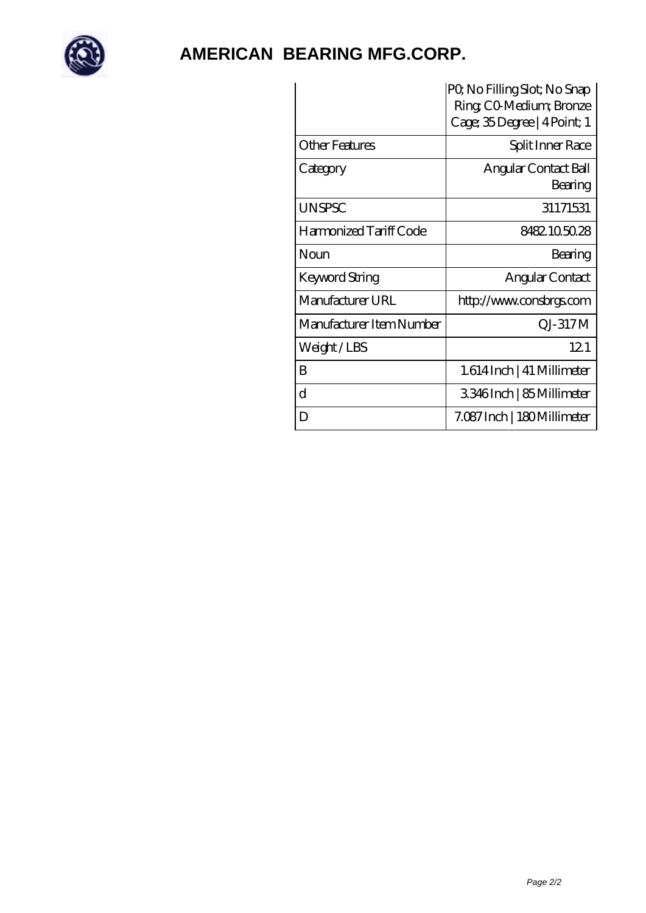# AMERICAN BEARING MFG.CORP.

| | |
|---|---|
| | P0; No Filling Slot; No Snap Ring; C0-Medium; Bronze Cage; 35 Degree \| 4 Point; 1 |
| Other Features | Split Inner Race |
| Category | Angular Contact Ball Bearing |
| UNSPSC | 31171531 |
| Harmonized Tariff Code | 8482.10.50.28 |
| Noun | Bearing |
| Keyword String | Angular Contact |
| Manufacturer URL | http://www.consbrgs.com |
| Manufacturer Item Number | QJ-317 M |
| Weight / LBS | 12.1 |
| B | 1.614 Inch \| 41 Millimeter |
| d | 3.346 Inch \| 85 Millimeter |
| D | 7.087 Inch \| 180 Millimeter |